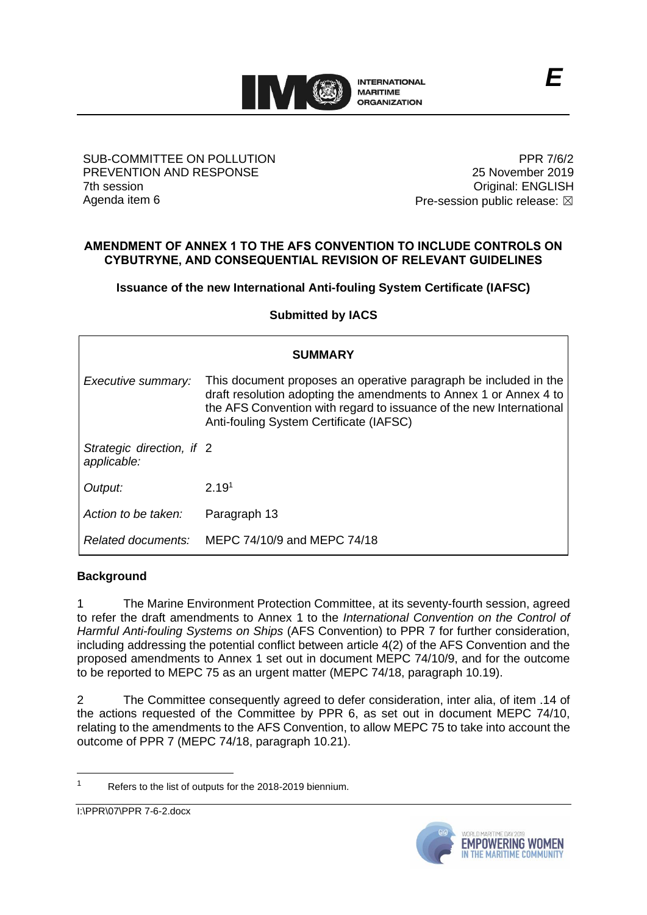SUB-COMMITTEE ON POLLUTION PREVENTION AND RESPONSE
7th session
Agenda item 6

PPR 7/6/2
25 November 2019
Original: ENGLISH
Pre-session public release: ☒

## AMENDMENT OF ANNEX 1 TO THE AFS CONVENTION TO INCLUDE CONTROLS ON CYBUTRYNE, AND CONSEQUENTIAL REVISION OF RELEVANT GUIDELINES

### Issuance of the new International Anti-fouling System Certificate (IAFSC)

### Submitted by IACS

| SUMMARY | |
|---|---|
| *Executive summary:* | This document proposes an operative paragraph be included in the draft resolution adopting the amendments to Annex 1 or Annex 4 to the AFS Convention with regard to issuance of the new International Anti-fouling System Certificate (IAFSC) |
| *Strategic direction, if applicable:* | 2 |
| *Output:* | 2.19[1] |
| *Action to be taken:* | Paragraph 13 |
| *Related documents:* | MEPC 74/10/9 and MEPC 74/18 |

**Background**

1 The Marine Environment Protection Committee, at its seventy-fourth session, agreed to refer the draft amendments to Annex 1 to the *International Convention on the Control of Harmful Anti-fouling Systems on Ships* (AFS Convention) to PPR 7 for further consideration, including addressing the potential conflict between article 4(2) of the AFS Convention and the proposed amendments to Annex 1 set out in document MEPC 74/10/9, and for the outcome to be reported to MEPC 75 as an urgent matter (MEPC 74/18, paragraph 10.19).

2 The Committee consequently agreed to defer consideration, inter alia, of item .14 of the actions requested of the Committee by PPR 6, as set out in document MEPC 74/10, relating to the amendments to the AFS Convention, to allow MEPC 75 to take into account the outcome of PPR 7 (MEPC 74/18, paragraph 10.21).

---

[1] Refers to the list of outputs for the 2018-2019 biennium.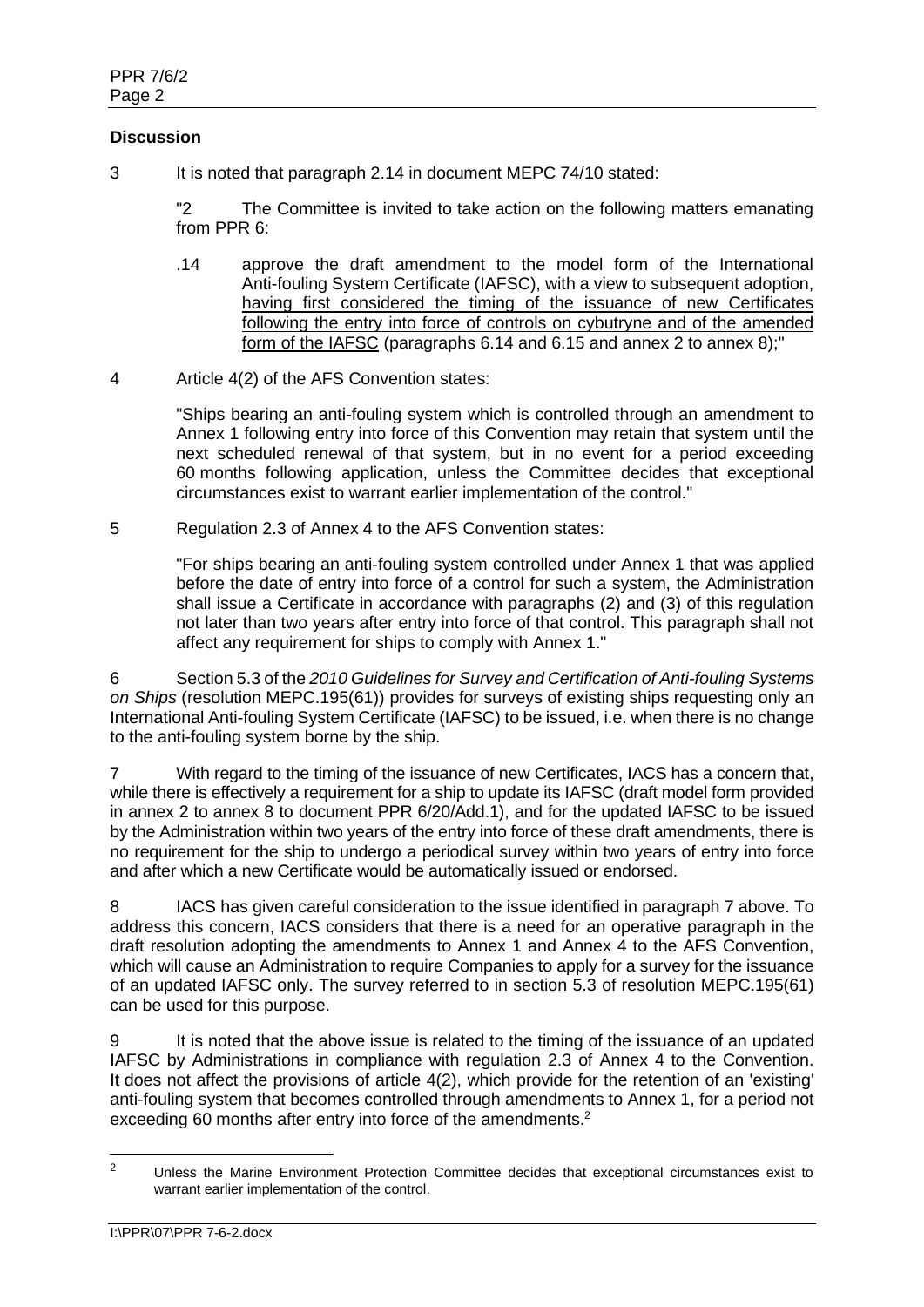**Discussion**

3 It is noted that paragraph 2.14 in document MEPC 74/10 stated:

> "2 The Committee is invited to take action on the following matters emanating from PPR 6:
>
> .14 approve the draft amendment to the model form of the International Anti-fouling System Certificate (IAFSC), with a view to subsequent adoption, <u>having first considered the timing of the issuance of new Certificates following the entry into force of controls on cybutryne and of the amended form of the IAFSC</u> (paragraphs 6.14 and 6.15 and annex 2 to annex 8);"

4 Article 4(2) of the AFS Convention states:

> "Ships bearing an anti-fouling system which is controlled through an amendment to Annex 1 following entry into force of this Convention may retain that system until the next scheduled renewal of that system, but in no event for a period exceeding 60 months following application, unless the Committee decides that exceptional circumstances exist to warrant earlier implementation of the control."

5 Regulation 2.3 of Annex 4 to the AFS Convention states:

> "For ships bearing an anti-fouling system controlled under Annex 1 that was applied before the date of entry into force of a control for such a system, the Administration shall issue a Certificate in accordance with paragraphs (2) and (3) of this regulation not later than two years after entry into force of that control. This paragraph shall not affect any requirement for ships to comply with Annex 1."

6 Section 5.3 of the *2010 Guidelines for Survey and Certification of Anti-fouling Systems on Ships* (resolution MEPC.195(61)) provides for surveys of existing ships requesting only an International Anti-fouling System Certificate (IAFSC) to be issued, i.e. when there is no change to the anti-fouling system borne by the ship.

7 With regard to the timing of the issuance of new Certificates, IACS has a concern that, while there is effectively a requirement for a ship to update its IAFSC (draft model form provided in annex 2 to annex 8 to document PPR 6/20/Add.1), and for the updated IAFSC to be issued by the Administration within two years of the entry into force of these draft amendments, there is no requirement for the ship to undergo a periodical survey within two years of entry into force and after which a new Certificate would be automatically issued or endorsed.

8 IACS has given careful consideration to the issue identified in paragraph 7 above. To address this concern, IACS considers that there is a need for an operative paragraph in the draft resolution adopting the amendments to Annex 1 and Annex 4 to the AFS Convention, which will cause an Administration to require Companies to apply for a survey for the issuance of an updated IAFSC only. The survey referred to in section 5.3 of resolution MEPC.195(61) can be used for this purpose.

9 It is noted that the above issue is related to the timing of the issuance of an updated IAFSC by Administrations in compliance with regulation 2.3 of Annex 4 to the Convention. It does not affect the provisions of article 4(2), which provide for the retention of an 'existing' anti-fouling system that becomes controlled through amendments to Annex 1, for a period not exceeding 60 months after entry into force of the amendments.[2]

[2] Unless the Marine Environment Protection Committee decides that exceptional circumstances exist to warrant earlier implementation of the control.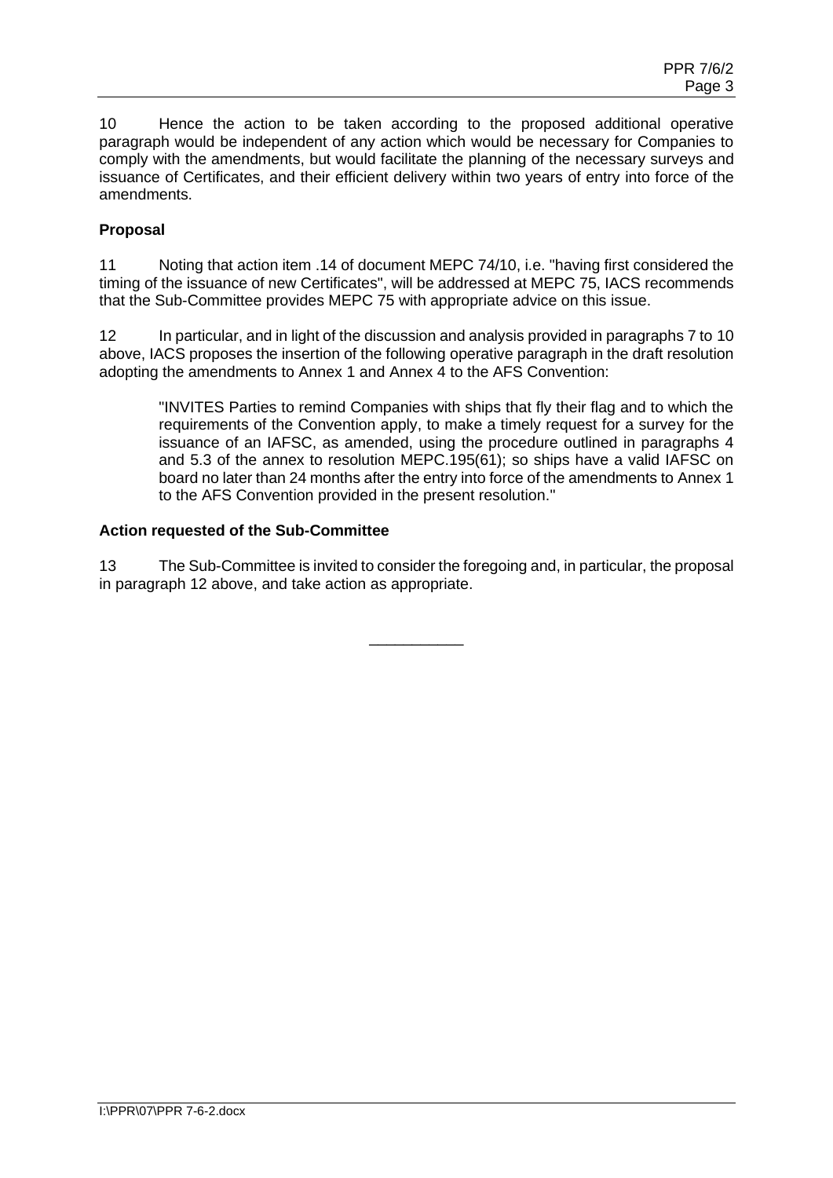10 Hence the action to be taken according to the proposed additional operative paragraph would be independent of any action which would be necessary for Companies to comply with the amendments, but would facilitate the planning of the necessary surveys and issuance of Certificates, and their efficient delivery within two years of entry into force of the amendments.

**Proposal**

11 Noting that action item .14 of document MEPC 74/10, i.e. "having first considered the timing of the issuance of new Certificates", will be addressed at MEPC 75, IACS recommends that the Sub-Committee provides MEPC 75 with appropriate advice on this issue.

12 In particular, and in light of the discussion and analysis provided in paragraphs 7 to 10 above, IACS proposes the insertion of the following operative paragraph in the draft resolution adopting the amendments to Annex 1 and Annex 4 to the AFS Convention:

> "INVITES Parties to remind Companies with ships that fly their flag and to which the requirements of the Convention apply, to make a timely request for a survey for the issuance of an IAFSC, as amended, using the procedure outlined in paragraphs 4 and 5.3 of the annex to resolution MEPC.195(61); so ships have a valid IAFSC on board no later than 24 months after the entry into force of the amendments to Annex 1 to the AFS Convention provided in the present resolution."

**Action requested of the Sub-Committee**

13 The Sub-Committee is invited to consider the foregoing and, in particular, the proposal in paragraph 12 above, and take action as appropriate.

___________